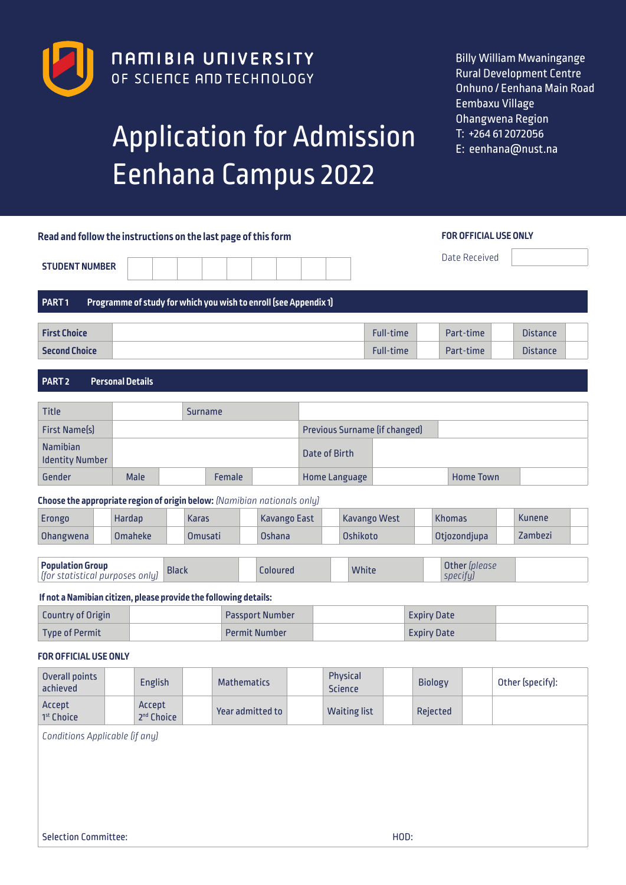NAMIBIA UNIVERSITY
OF SCIENCE AND TECHNOLOGY

Billy William Mwaningange
Rural Development Centre
Onhuno / Eenhana Main Road
Eembaxu Village
Ohangwena Region
T: +264 61 2072056
E: eenhana@nust.na

# Application for Admission Eenhana Campus 2022

**Read and follow the instructions on the last page of this form**

**FOR OFFICIAL USE ONLY**

Date Received

**STUDENT NUMBER**

| | | | | | | | | |
|---|---|---|---|---|---|---|---|---|
| | | | | | | | | |

## PART 1 Programme of study for which you wish to enroll (see Appendix 1)

| | | | | | | | |
|---|---|---|---|---|---|---|---|
| **First Choice** | | Full-time | | Part-time | | Distance | |
| **Second Choice** | | Full-time | | Part-time | | Distance | |

## PART 2 Personal Details

| | | | | | | |
|---|---|---|---|---|---|---|
| Title | | Surname | | | | |
| First Name(s) | | | Previous Surname (if changed) | | | |
| Namibian Identity Number | | | Date of Birth | | | |
| Gender | Male | | Female | | Home Language | | Home Town | |

**Choose the appropriate region of origin below:** *(Namibian nationals only)*

| | | | | | | | | | | | | | |
|---|---|---|---|---|---|---|---|---|---|---|---|---|---|
| Erongo | | Hardap | | Karas | | Kavango East | | Kavango West | | Khomas | | Kunene | |
| Ohangwena | | Omaheke | | Omusati | | Oshana | | Oshikoto | | Otjozondjupa | | Zambezi | |

| | | | | | | | | | |
|---|---|---|---|---|---|---|---|---|---|
| **Population Group** *(for statistical purposes only)* | Black | | Coloured | | White | | Other *(please specify)* | |

**If not a Namibian citizen, please provide the following details:**

| | | | | | |
|---|---|---|---|---|---|
| Country of Origin | | Passport Number | | Expiry Date | |
| Type of Permit | | Permit Number | | Expiry Date | |

**FOR OFFICIAL USE ONLY**

| | | | | | | | | | | |
|---|---|---|---|---|---|---|---|---|---|---|
| Overall points achieved | | English | | Mathematics | | Physical Science | | Biology | | Other (specify): |
| Accept 1st Choice | | Accept 2nd Choice | | Year admitted to | | Waiting list | | Rejected | | |

*Conditions Applicable (if any)*

Selection Committee: HOD: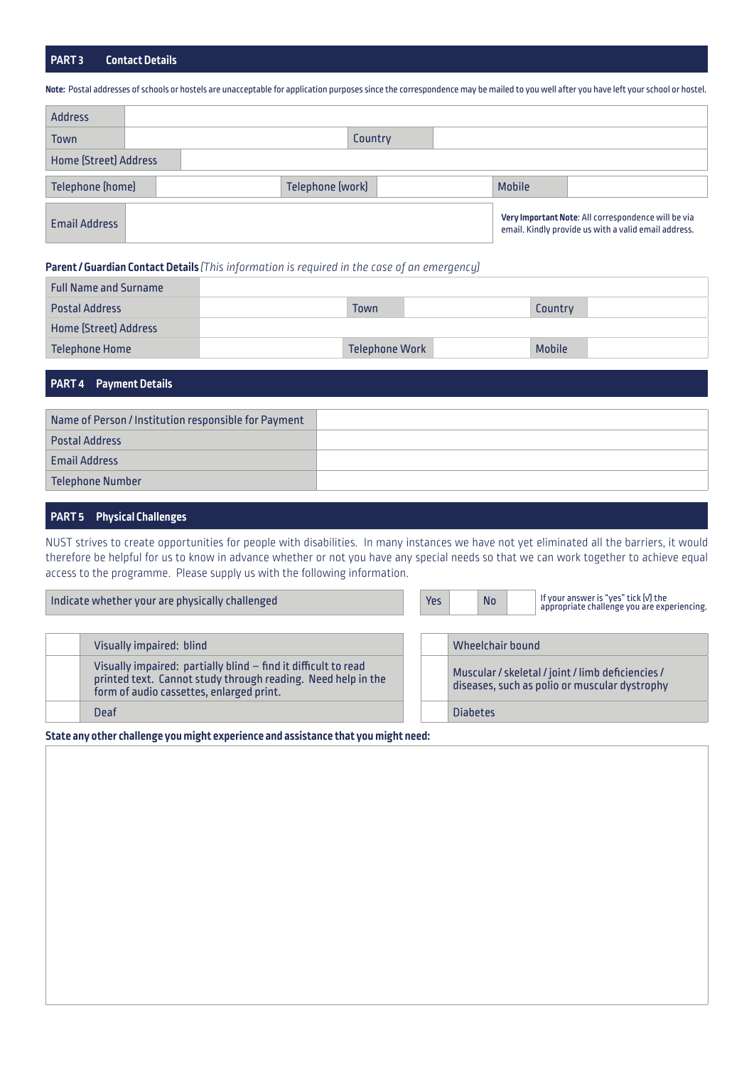## PART 3 Contact Details

**Note:** Postal addresses of schools or hostels are unacceptable for application purposes since the correspondence may be mailed to you well after you have left your school or hostel.

| | | | |
|---|---|---|---|
| Address | | | |
| Town | | Country | |
| Home (Street) Address | | | |

| | | | | | |
|---|---|---|---|---|---|
| Telephone (home) | | Telephone (work) | | Mobile | |

| | | |
|---|---|---|
| Email Address | | **Very Important Note**: All correspondence will be via email. Kindly provide us with a valid email address. |

**Parent / Guardian Contact Details** *(This information is required in the case of an emergency)*

| | | | | | |
|---|---|---|---|---|---|
| Full Name and Surname | | | | | |
| Postal Address | | Town | | Country | |
| Home (Street) Address | | | | | |
| Telephone Home | | Telephone Work | | Mobile | |

## PART 4 Payment Details

| | |
|---|---|
| Name of Person / Institution responsible for Payment | |
| Postal Address | |
| Email Address | |
| Telephone Number | |

## PART 5 Physical Challenges

NUST strives to create opportunities for people with disabilities. In many instances we have not yet eliminated all the barriers, it would therefore be helpful for us to know in advance whether or not you have any special needs so that we can work together to achieve equal access to the programme. Please supply us with the following information.

| | | | | | |
|---|---|---|---|---|---|
| Indicate whether your are physically challenged | Yes | | No | | If your answer is "yes" tick (√) the appropriate challenge you are experiencing. |

| | | | |
|---|---|---|---|
| | Visually impaired: blind | | Wheelchair bound |
| | Visually impaired: partially blind – find it difficult to read printed text. Cannot study through reading. Need help in the form of audio cassettes, enlarged print. | | Muscular / skeletal / joint / limb deficiencies / diseases, such as polio or muscular dystrophy |
| | Deaf | | Diabetes |

**State any other challenge you might experience and assistance that you might need:**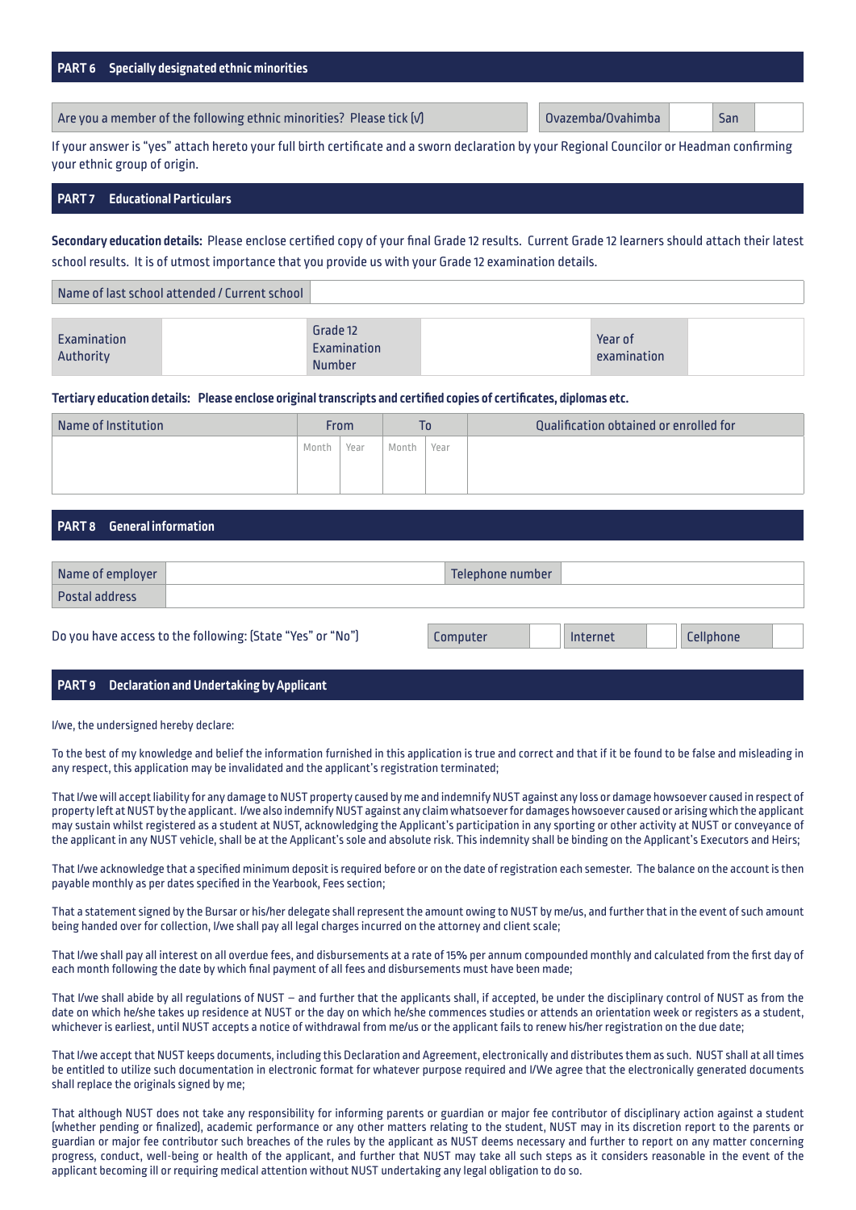## PART 6 Specially designated ethnic minorities

| | | | | |
|---|---|---|---|---|
| Are you a member of the following ethnic minorities? Please tick (√) | Ovazemba/Ovahimba | | San | |

If your answer is "yes" attach hereto your full birth certificate and a sworn declaration by your Regional Councilor or Headman confirming your ethnic group of origin.

## PART 7 Educational Particulars

**Secondary education details:** Please enclose certified copy of your final Grade 12 results. Current Grade 12 learners should attach their latest school results. It is of utmost importance that you provide us with your Grade 12 examination details.

| | |
|---|---|
| Name of last school attended / Current school | |

| | | | | | |
|---|---|---|---|---|---|
| Examination Authority | | Grade 12 Examination Number | | Year of examination | |

**Tertiary education details: Please enclose original transcripts and certified copies of certificates, diplomas etc.**

| Name of Institution | From | | To | | Qualification obtained or enrolled for |
|---|---|---|---|---|---|
| | Month | Year | Month | Year | |
| | | | | | |

## PART 8 General information

| | | | |
|---|---|---|---|
| Name of employer | | Telephone number | |
| Postal address | | | |

| | | | | | | |
|---|---|---|---|---|---|---|
| Do you have access to the following: (State "Yes" or "No") | Computer | | Internet | | Cellphone | |

## PART 9 Declaration and Undertaking by Applicant

I/we, the undersigned hereby declare:

To the best of my knowledge and belief the information furnished in this application is true and correct and that if it be found to be false and misleading in any respect, this application may be invalidated and the applicant's registration terminated;

That I/we will accept liability for any damage to NUST property caused by me and indemnify NUST against any loss or damage howsoever caused in respect of property left at NUST by the applicant. I/we also indemnify NUST against any claim whatsoever for damages howsoever caused or arising which the applicant may sustain whilst registered as a student at NUST, acknowledging the Applicant's participation in any sporting or other activity at NUST or conveyance of the applicant in any NUST vehicle, shall be at the Applicant's sole and absolute risk. This indemnity shall be binding on the Applicant's Executors and Heirs;

That I/we acknowledge that a specified minimum deposit is required before or on the date of registration each semester. The balance on the account is then payable monthly as per dates specified in the Yearbook, Fees section;

That a statement signed by the Bursar or his/her delegate shall represent the amount owing to NUST by me/us, and further that in the event of such amount being handed over for collection, I/we shall pay all legal charges incurred on the attorney and client scale;

That I/we shall pay all interest on all overdue fees, and disbursements at a rate of 15% per annum compounded monthly and calculated from the first day of each month following the date by which final payment of all fees and disbursements must have been made;

That I/we shall abide by all regulations of NUST – and further that the applicants shall, if accepted, be under the disciplinary control of NUST as from the date on which he/she takes up residence at NUST or the day on which he/she commences studies or attends an orientation week or registers as a student, whichever is earliest, until NUST accepts a notice of withdrawal from me/us or the applicant fails to renew his/her registration on the due date;

That I/we accept that NUST keeps documents, including this Declaration and Agreement, electronically and distributes them as such. NUST shall at all times be entitled to utilize such documentation in electronic format for whatever purpose required and I/We agree that the electronically generated documents shall replace the originals signed by me;

That although NUST does not take any responsibility for informing parents or guardian or major fee contributor of disciplinary action against a student (whether pending or finalized), academic performance or any other matters relating to the student, NUST may in its discretion report to the parents or guardian or major fee contributor such breaches of the rules by the applicant as NUST deems necessary and further to report on any matter concerning progress, conduct, well-being or health of the applicant, and further that NUST may take all such steps as it considers reasonable in the event of the applicant becoming ill or requiring medical attention without NUST undertaking any legal obligation to do so.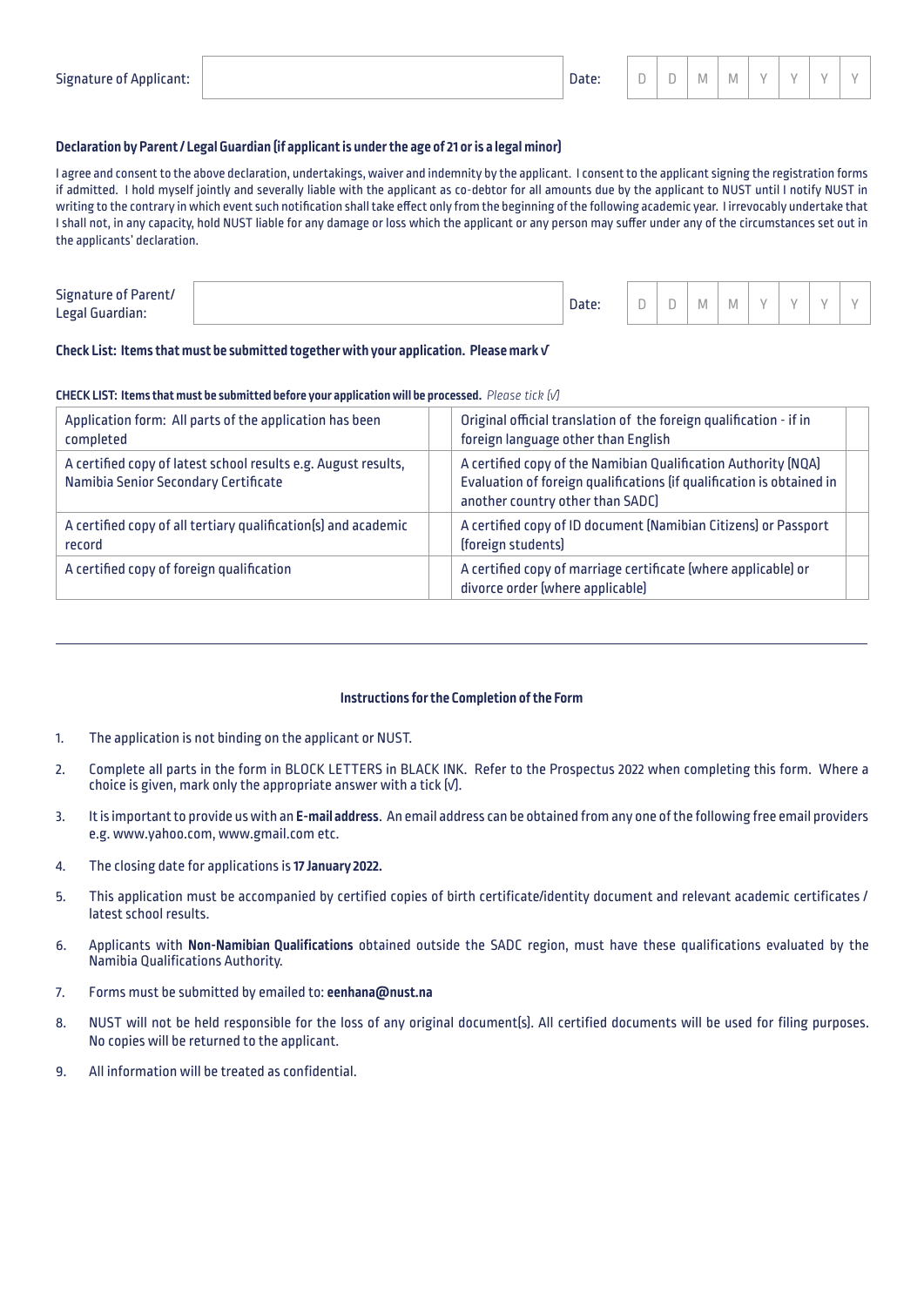| Signature of Applicant: | | Date: | D | D | M | M | Y | Y | Y | Y |
|---|---|---|---|---|---|---|---|---|---|---|

**Declaration by Parent / Legal Guardian (if applicant is under the age of 21 or is a legal minor)**

I agree and consent to the above declaration, undertakings, waiver and indemnity by the applicant. I consent to the applicant signing the registration forms if admitted. I hold myself jointly and severally liable with the applicant as co-debtor for all amounts due by the applicant to NUST until I notify NUST in writing to the contrary in which event such notification shall take effect only from the beginning of the following academic year. I irrevocably undertake that I shall not, in any capacity, hold NUST liable for any damage or loss which the applicant or any person may suffer under any of the circumstances set out in the applicants' declaration.

| Signature of Parent/ Legal Guardian: | | Date: | D | D | M | M | Y | Y | Y | Y |
|---|---|---|---|---|---|---|---|---|---|---|

**Check List: Items that must be submitted together with your application. Please mark √**

**CHECK LIST: Items that must be submitted before your application will be processed.** *Please tick (√)*

| | | | |
|---|---|---|---|
| Application form: All parts of the application has been completed | | Original official translation of the foreign qualification - if in foreign language other than English | |
| A certified copy of latest school results e.g. August results, Namibia Senior Secondary Certificate | | A certified copy of the Namibian Qualification Authority (NQA) Evaluation of foreign qualifications (if qualification is obtained in another country other than SADC) | |
| A certified copy of all tertiary qualification(s) and academic record | | A certified copy of ID document (Namibian Citizens) or Passport (foreign students) | |
| A certified copy of foreign qualification | | A certified copy of marriage certificate (where applicable) or divorce order (where applicable) | |

---

**Instructions for the Completion of the Form**

1. The application is not binding on the applicant or NUST.
2. Complete all parts in the form in BLOCK LETTERS in BLACK INK. Refer to the Prospectus 2022 when completing this form. Where a choice is given, mark only the appropriate answer with a tick (√).
3. It is important to provide us with an **E-mail address**. An email address can be obtained from any one of the following free email providers e.g. www.yahoo.com, www.gmail.com etc.
4. The closing date for applications is **17 January 2022.**
5. This application must be accompanied by certified copies of birth certificate/identity document and relevant academic certificates / latest school results.
6. Applicants with **Non-Namibian Qualifications** obtained outside the SADC region, must have these qualifications evaluated by the Namibia Qualifications Authority.
7. Forms must be submitted by emailed to: **eenhana@nust.na**
8. NUST will not be held responsible for the loss of any original document(s). All certified documents will be used for filing purposes. No copies will be returned to the applicant.
9. All information will be treated as confidential.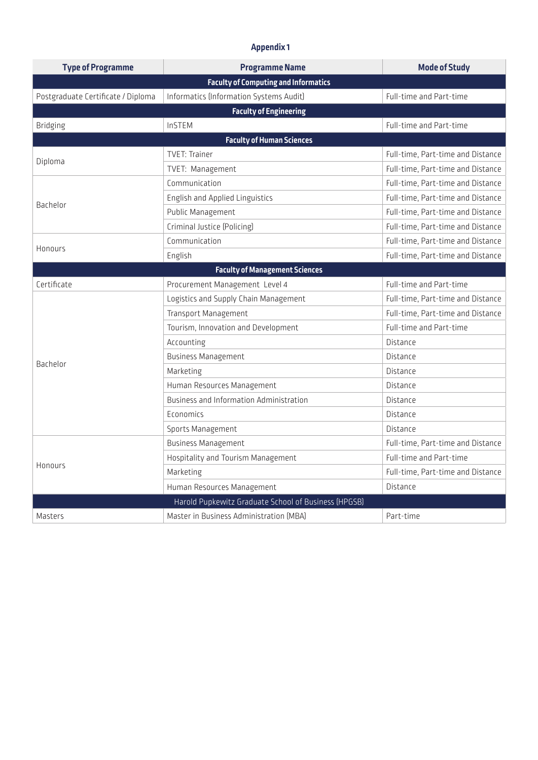**Appendix 1**

| Type of Programme | Programme Name | Mode of Study |
| --- | --- | --- |
| **Faculty of Computing and Informatics** | | |
| Postgraduate Certificate / Diploma | Informatics (Information Systems Audit) | Full-time and Part-time |
| **Faculty of Engineering** | | |
| Bridging | InSTEM | Full-time and Part-time |
| **Faculty of Human Sciences** | | |
| Diploma | TVET: Trainer | Full-time, Part-time and Distance |
| | TVET: Management | Full-time, Part-time and Distance |
| Bachelor | Communication | Full-time, Part-time and Distance |
| | English and Applied Linguistics | Full-time, Part-time and Distance |
| | Public Management | Full-time, Part-time and Distance |
| | Criminal Justice (Policing) | Full-time, Part-time and Distance |
| Honours | Communication | Full-time, Part-time and Distance |
| | English | Full-time, Part-time and Distance |
| **Faculty of Management Sciences** | | |
| Certificate | Procurement Management Level 4 | Full-time and Part-time |
| Bachelor | Logistics and Supply Chain Management | Full-time, Part-time and Distance |
| | Transport Management | Full-time, Part-time and Distance |
| | Tourism, Innovation and Development | Full-time and Part-time |
| | Accounting | Distance |
| | Business Management | Distance |
| | Marketing | Distance |
| | Human Resources Management | Distance |
| | Business and Information Administration | Distance |
| | Economics | Distance |
| | Sports Management | Distance |
| Honours | Business Management | Full-time, Part-time and Distance |
| | Hospitality and Tourism Management | Full-time and Part-time |
| | Marketing | Full-time, Part-time and Distance |
| | Human Resources Management | Distance |
| Harold Pupkewitz Graduate School of Business (HPGSB) | | |
| Masters | Master in Business Administration (MBA) | Part-time |